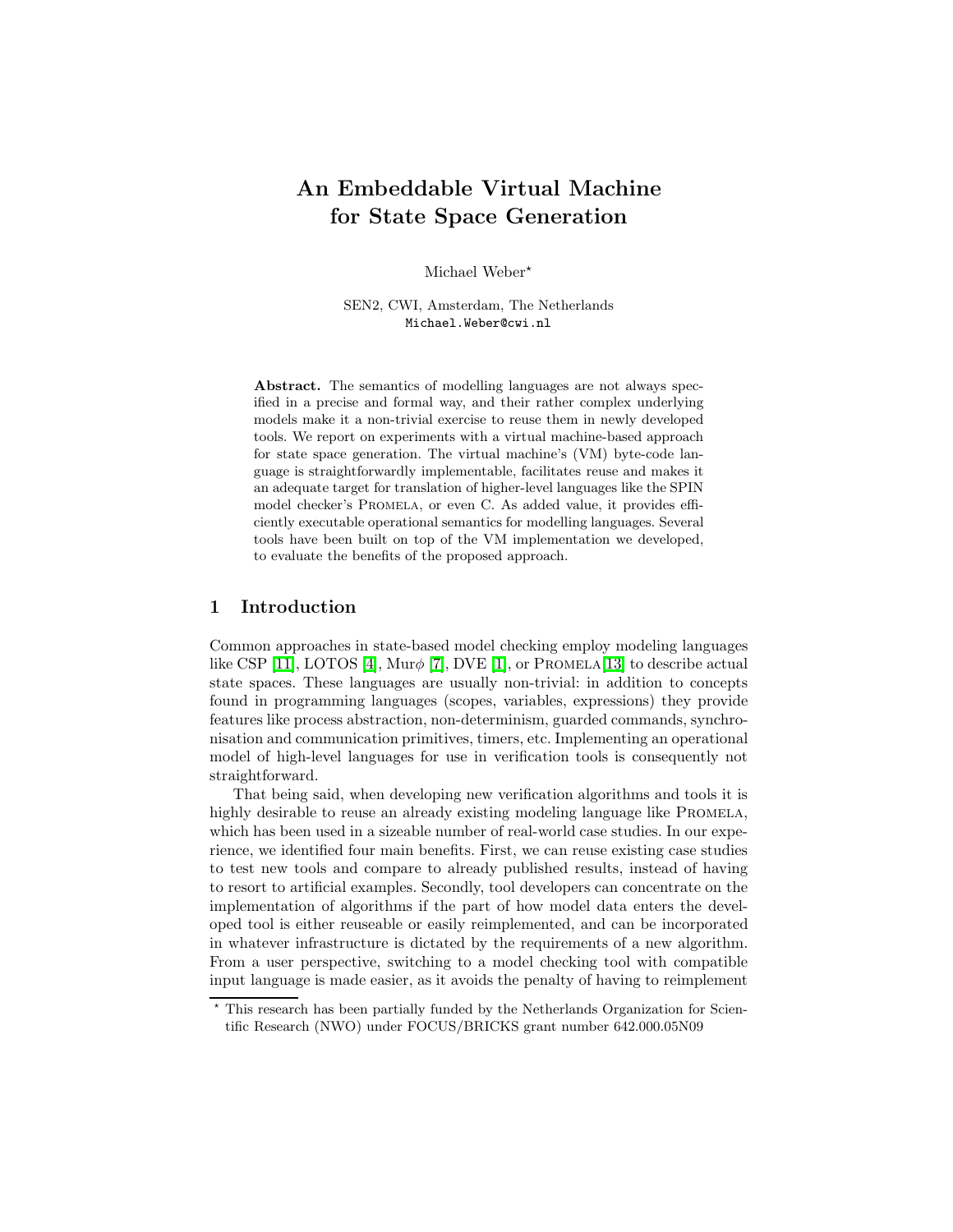# An Embeddable Virtual Machine for State Space Generation

Michael Weber*

SEN2, CWI, Amsterdam, The Netherlands
Michael.Weber@cwi.nl

**Abstract.** The semantics of modelling languages are not always specified in a precise and formal way, and their rather complex underlying models make it a non-trivial exercise to reuse them in newly developed tools. We report on experiments with a virtual machine-based approach for state space generation. The virtual machine's (VM) byte-code language is straightforwardly implementable, facilitates reuse and makes it an adequate target for translation of higher-level languages like the SPIN model checker's PROMELA, or even C. As added value, it provides efficiently executable operational semantics for modelling languages. Several tools have been built on top of the VM implementation we developed, to evaluate the benefits of the proposed approach.

## 1 Introduction

Common approaches in state-based model checking employ modeling languages like CSP [11], LOTOS [4], Mur$\phi$ [7], DVE [1], or PROMELA[13] to describe actual state spaces. These languages are usually non-trivial: in addition to concepts found in programming languages (scopes, variables, expressions) they provide features like process abstraction, non-determinism, guarded commands, synchronisation and communication primitives, timers, etc. Implementing an operational model of high-level languages for use in verification tools is consequently not straightforward.

That being said, when developing new verification algorithms and tools it is highly desirable to reuse an already existing modeling language like PROMELA, which has been used in a sizeable number of real-world case studies. In our experience, we identified four main benefits. First, we can reuse existing case studies to test new tools and compare to already published results, instead of having to resort to artificial examples. Secondly, tool developers can concentrate on the implementation of algorithms if the part of how model data enters the developed tool is either reuseable or easily reimplemented, and can be incorporated in whatever infrastructure is dictated by the requirements of a new algorithm. From a user perspective, switching to a model checking tool with compatible input language is made easier, as it avoids the penalty of having to reimplement

---

* This research has been partially funded by the Netherlands Organization for Scientific Research (NWO) under FOCUS/BRICKS grant number 642.000.05N09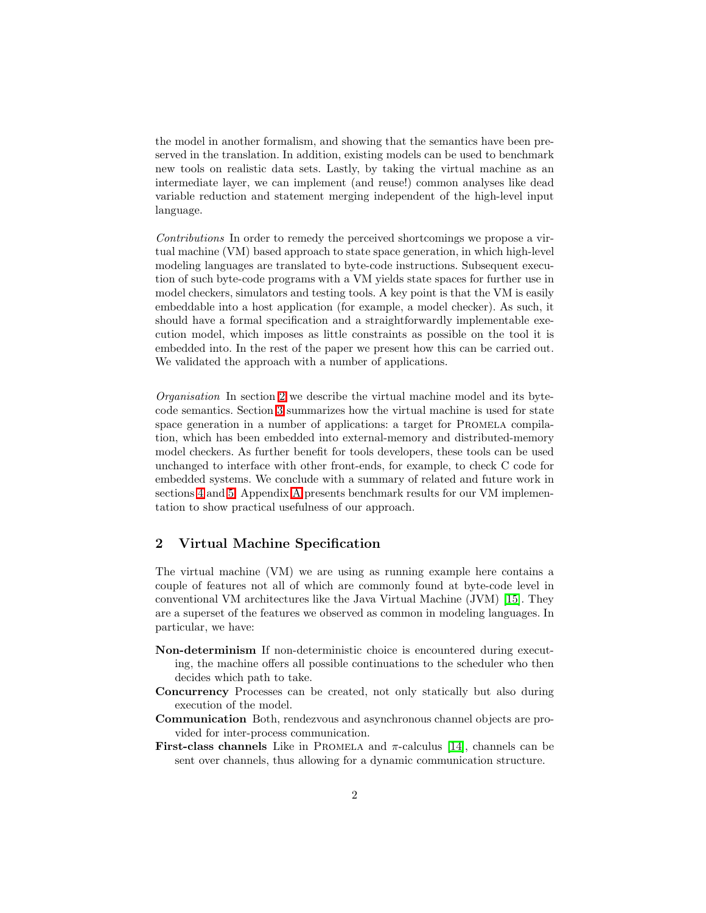the model in another formalism, and showing that the semantics have been preserved in the translation. In addition, existing models can be used to benchmark new tools on realistic data sets. Lastly, by taking the virtual machine as an intermediate layer, we can implement (and reuse!) common analyses like dead variable reduction and statement merging independent of the high-level input language.

*Contributions* In order to remedy the perceived shortcomings we propose a virtual machine (VM) based approach to state space generation, in which high-level modeling languages are translated to byte-code instructions. Subsequent execution of such byte-code programs with a VM yields state spaces for further use in model checkers, simulators and testing tools. A key point is that the VM is easily embeddable into a host application (for example, a model checker). As such, it should have a formal specification and a straightforwardly implementable execution model, which imposes as little constraints as possible on the tool it is embedded into. In the rest of the paper we present how this can be carried out. We validated the approach with a number of applications.

*Organisation* In section 2 we describe the virtual machine model and its byte-code semantics. Section 3 summarizes how the virtual machine is used for state space generation in a number of applications: a target for Promela compilation, which has been embedded into external-memory and distributed-memory model checkers. As further benefit for tools developers, these tools can be used unchanged to interface with other front-ends, for example, to check C code for embedded systems. We conclude with a summary of related and future work in sections 4 and 5. Appendix A presents benchmark results for our VM implementation to show practical usefulness of our approach.

## 2 Virtual Machine Specification

The virtual machine (VM) we are using as running example here contains a couple of features not all of which are commonly found at byte-code level in conventional VM architectures like the Java Virtual Machine (JVM) [15]. They are a superset of the features we observed as common in modeling languages. In particular, we have:

- **Non-determinism** If non-deterministic choice is encountered during executing, the machine offers all possible continuations to the scheduler who then decides which path to take.
- **Concurrency** Processes can be created, not only statically but also during execution of the model.
- **Communication** Both, rendezvous and asynchronous channel objects are provided for inter-process communication.
- **First-class channels** Like in Promela and $\pi$-calculus [14], channels can be sent over channels, thus allowing for a dynamic communication structure.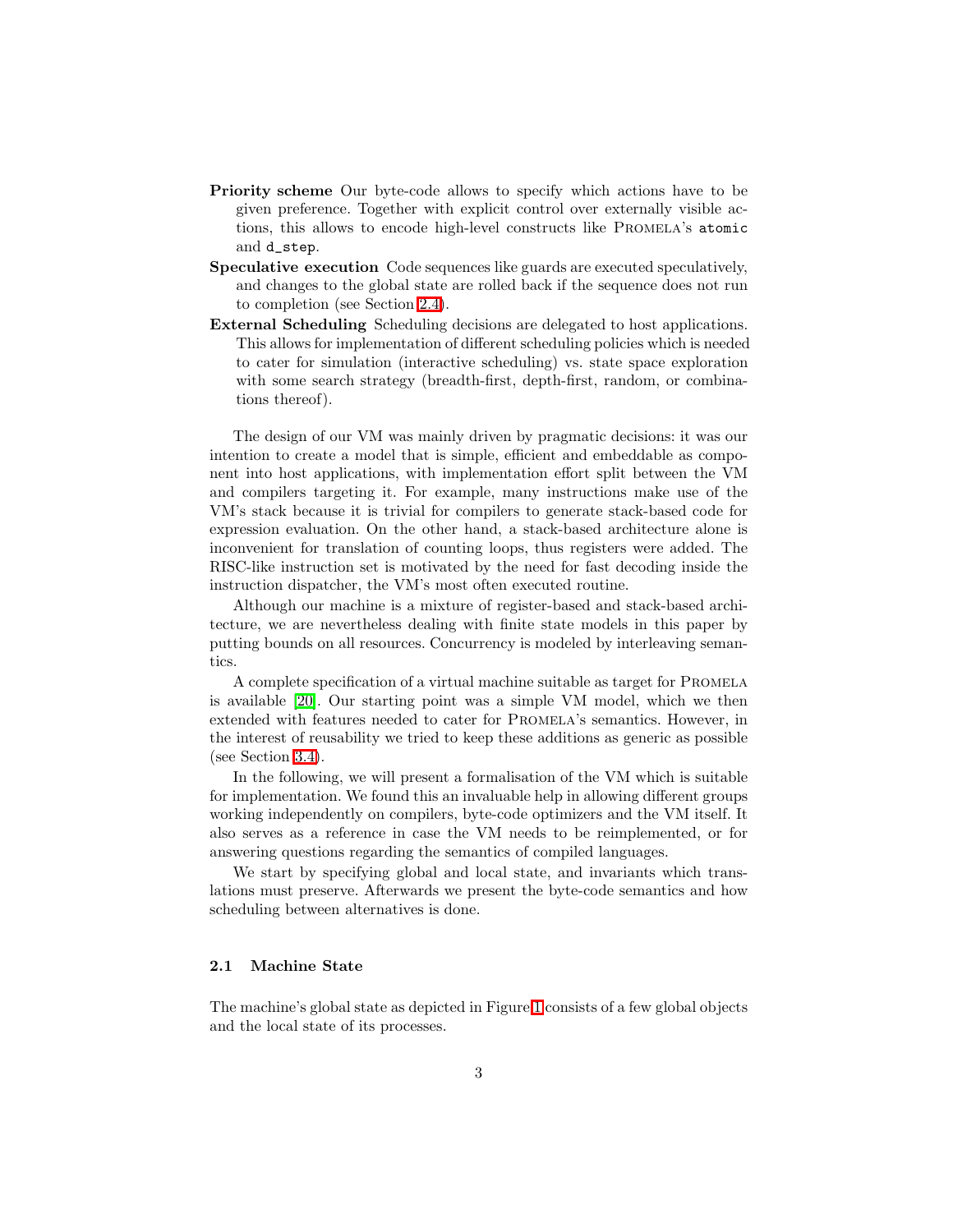**Priority scheme** Our byte-code allows to specify which actions have to be given preference. Together with explicit control over externally visible actions, this allows to encode high-level constructs like PROMELA's `atomic` and `d_step`.

**Speculative execution** Code sequences like guards are executed speculatively, and changes to the global state are rolled back if the sequence does not run to completion (see Section 2.4).

**External Scheduling** Scheduling decisions are delegated to host applications. This allows for implementation of different scheduling policies which is needed to cater for simulation (interactive scheduling) vs. state space exploration with some search strategy (breadth-first, depth-first, random, or combinations thereof).

The design of our VM was mainly driven by pragmatic decisions: it was our intention to create a model that is simple, efficient and embeddable as component into host applications, with implementation effort split between the VM and compilers targeting it. For example, many instructions make use of the VM's stack because it is trivial for compilers to generate stack-based code for expression evaluation. On the other hand, a stack-based architecture alone is inconvenient for translation of counting loops, thus registers were added. The RISC-like instruction set is motivated by the need for fast decoding inside the instruction dispatcher, the VM's most often executed routine.

Although our machine is a mixture of register-based and stack-based architecture, we are nevertheless dealing with finite state models in this paper by putting bounds on all resources. Concurrency is modeled by interleaving semantics.

A complete specification of a virtual machine suitable as target for PROMELA is available [20]. Our starting point was a simple VM model, which we then extended with features needed to cater for PROMELA's semantics. However, in the interest of reusability we tried to keep these additions as generic as possible (see Section 3.4).

In the following, we will present a formalisation of the VM which is suitable for implementation. We found this an invaluable help in allowing different groups working independently on compilers, byte-code optimizers and the VM itself. It also serves as a reference in case the VM needs to be reimplemented, or for answering questions regarding the semantics of compiled languages.

We start by specifying global and local state, and invariants which translations must preserve. Afterwards we present the byte-code semantics and how scheduling between alternatives is done.

### 2.1 Machine State

The machine's global state as depicted in Figure 1 consists of a few global objects and the local state of its processes.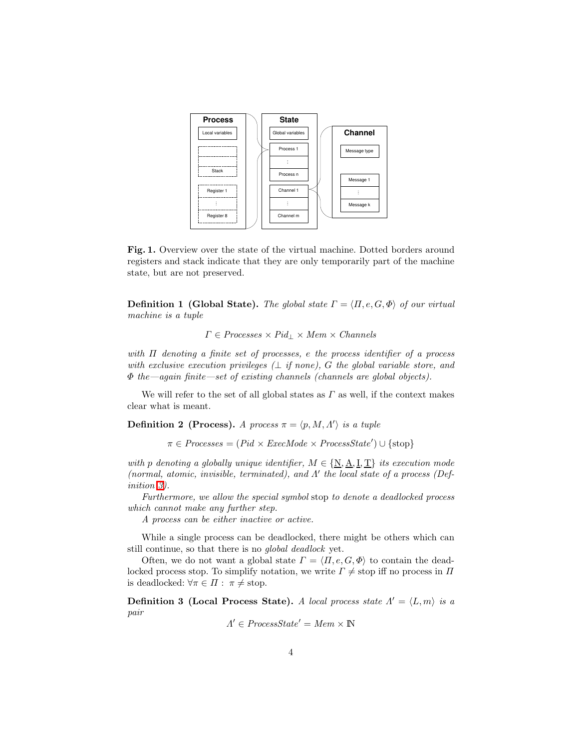**Fig. 1.** Overview over the state of the virtual machine. Dotted borders around registers and stack indicate that they are only temporarily part of the machine state, but are not preserved.

**Definition 1 (Global State).** *The global state $\Gamma = \langle \Pi, e, G, \Phi \rangle$ of our virtual machine is a tuple*

$$\Gamma \in \mathit{Processes} \times \mathit{Pid}_\perp \times \mathit{Mem} \times \mathit{Channels}$$

*with $\Pi$ denoting a finite set of processes, $e$ the process identifier of a process with exclusive execution privileges ($\perp$ if none), $G$ the global variable store, and $\Phi$ the—again finite—set of existing channels (channels are global objects).*

We will refer to the set of all global states as $\Gamma$ as well, if the context makes clear what is meant.

**Definition 2 (Process).** *A process $\pi = \langle p, M, \Lambda' \rangle$ is a tuple*

$$\pi \in \mathit{Processes} = (\mathit{Pid} \times \mathit{ExecMode} \times \mathit{ProcessState}') \cup \{\mathrm{stop}\}$$

*with $p$ denoting a globally unique identifier, $M \in \{\underline{\mathrm{N}}, \underline{\mathrm{A}}, \underline{\mathrm{I}}, \underline{\mathrm{T}}\}$ its execution mode (normal, atomic, invisible, terminated), and $\Lambda'$ the local state of a process (Definition 3).*

*Furthermore, we allow the special symbol* stop *to denote a deadlocked process which cannot make any further step.*

*A process can be either inactive or active.*

While a single process can be deadlocked, there might be others which can still continue, so that there is no *global deadlock* yet.

Often, we do not want a global state $\Gamma = \langle \Pi, e, G, \Phi \rangle$ to contain the deadlocked process stop. To simplify notation, we write $\Gamma \neq \mathrm{stop}$ iff no process in $\Pi$ is deadlocked: $\forall \pi \in \Pi : \ \pi \neq \mathrm{stop}$.

**Definition 3 (Local Process State).** *A local process state $\Lambda' = \langle L, m \rangle$ is a pair*

$$\Lambda' \in \mathit{ProcessState}' = \mathit{Mem} \times \mathbb{N}$$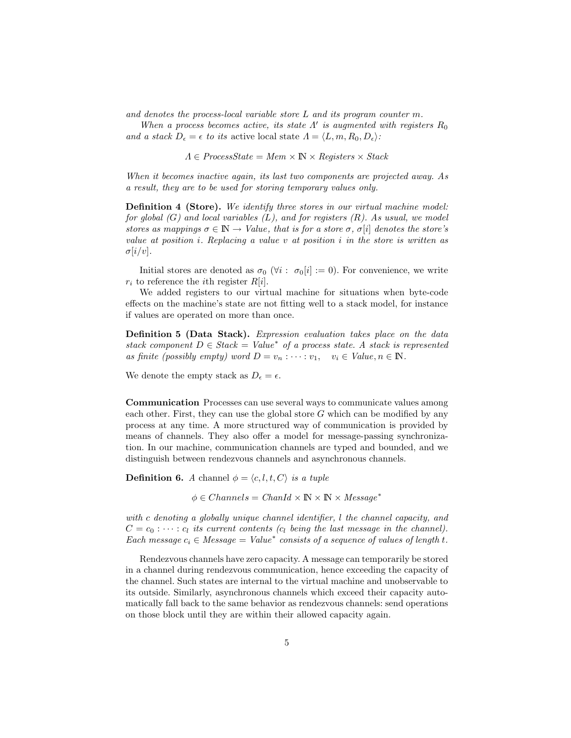*and denotes the process-local variable store $L$ and its program counter $m$.*

*When a process becomes active, its state $\Lambda'$ is augmented with registers $R_0$ and a stack $D_\epsilon = \epsilon$ to its* active local state *$\Lambda = \langle L, m, R_0, D_\epsilon \rangle$:*

$$\Lambda \in \mathit{ProcessState} = \mathit{Mem} \times \mathbb{N} \times \mathit{Registers} \times \mathit{Stack}$$

*When it becomes inactive again, its last two components are projected away. As a result, they are to be used for storing temporary values only.*

**Definition 4 (Store).** *We identify three stores in our virtual machine model: for global (G) and local variables (L), and for registers (R). As usual, we model stores as mappings $\sigma \in \mathbb{N} \rightarrow \mathit{Value}$, that is for a store $\sigma$, $\sigma[i]$ denotes the store's value at position $i$. Replacing a value $v$ at position $i$ in the store is written as $\sigma[i/v]$.*

Initial stores are denoted as $\sigma_0$ ($\forall i: \ \sigma_0[i] := 0$). For convenience, we write $r_i$ to reference the $i$th register $R[i]$.

We added registers to our virtual machine for situations when byte-code effects on the machine's state are not fitting well to a stack model, for instance if values are operated on more than once.

**Definition 5 (Data Stack).** *Expression evaluation takes place on the data stack component $D \in \mathit{Stack} = \mathit{Value}^*$ of a process state. A stack is represented as finite (possibly empty) word $D = v_n : \cdots : v_1, \quad v_i \in \mathit{Value}, n \in \mathbb{N}$.*

We denote the empty stack as $D_\epsilon = \epsilon$.

**Communication** Processes can use several ways to communicate values among each other. First, they can use the global store $G$ which can be modified by any process at any time. A more structured way of communication is provided by means of channels. They also offer a model for message-passing synchronization. In our machine, communication channels are typed and bounded, and we distinguish between rendezvous channels and asynchronous channels.

**Definition 6.** *A* channel *$\phi = \langle c, l, t, C \rangle$ is a tuple*

$$\phi \in \mathit{Channels} = \mathit{ChanId} \times \mathbb{N} \times \mathbb{N} \times \mathit{Message}^*$$

*with $c$ denoting a globally unique channel identifier, $l$ the channel capacity, and $C = c_0 : \cdots : c_l$ its current contents ($c_l$ being the last message in the channel). Each message $c_i \in \mathit{Message} = \mathit{Value}^*$ consists of a sequence of values of length $t$.*

Rendezvous channels have zero capacity. A message can temporarily be stored in a channel during rendezvous communication, hence exceeding the capacity of the channel. Such states are internal to the virtual machine and unobservable to its outside. Similarly, asynchronous channels which exceed their capacity automatically fall back to the same behavior as rendezvous channels: send operations on those block until they are within their allowed capacity again.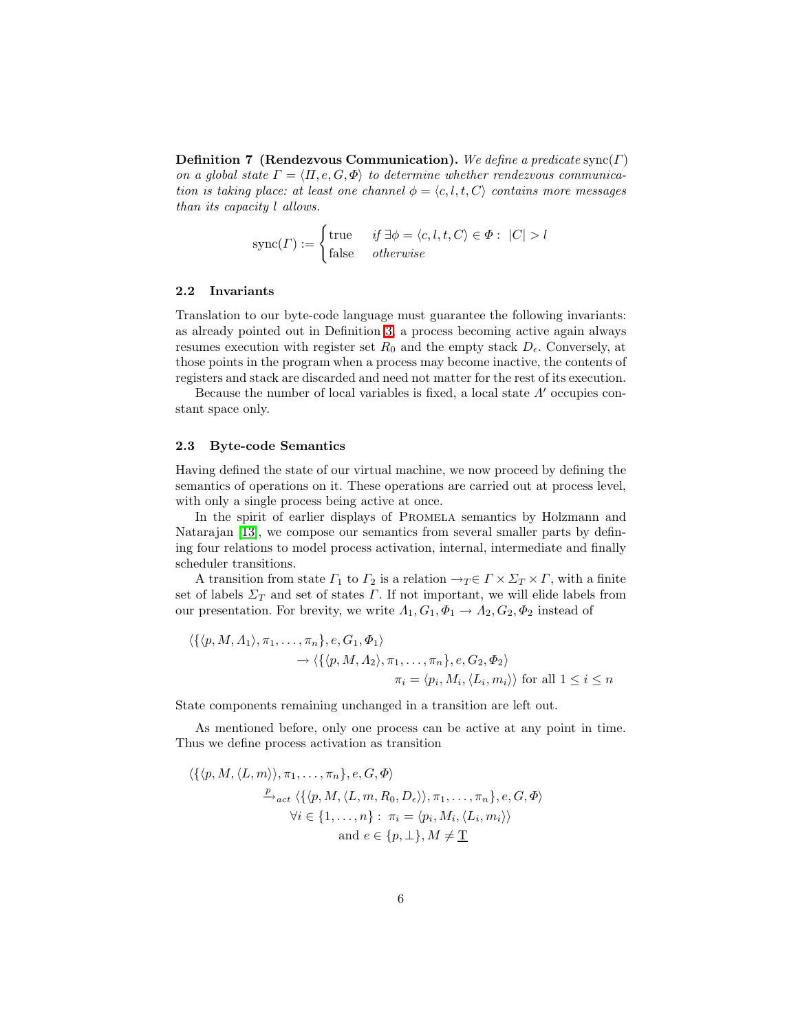**Definition 7 (Rendezvous Communication).** *We define a predicate* $\text{sync}(\Gamma)$ *on a global state* $\Gamma = \langle \Pi, e, G, \Phi \rangle$ *to determine whether rendezvous communication is taking place: at least one channel* $\phi = \langle c, l, t, C \rangle$ *contains more messages than its capacity* $l$ *allows.*

$$\text{sync}(\Gamma) := \begin{cases} \text{true} & \textit{if } \exists \phi = \langle c, l, t, C \rangle \in \Phi : \ |C| > l \\ \text{false} & \textit{otherwise} \end{cases}$$

### 2.2 Invariants

Translation to our byte-code language must guarantee the following invariants: as already pointed out in Definition 3, a process becoming active again always resumes execution with register set $R_0$ and the empty stack $D_\epsilon$. Conversely, at those points in the program when a process may become inactive, the contents of registers and stack are discarded and need not matter for the rest of its execution.

Because the number of local variables is fixed, a local state $\Lambda'$ occupies constant space only.

### 2.3 Byte-code Semantics

Having defined the state of our virtual machine, we now proceed by defining the semantics of operations on it. These operations are carried out at process level, with only a single process being active at once.

In the spirit of earlier displays of Promela semantics by Holzmann and Natarajan [13], we compose our semantics from several smaller parts by defining four relations to model process activation, internal, intermediate and finally scheduler transitions.

A transition from state $\Gamma_1$ to $\Gamma_2$ is a relation $\rightarrow_T \in \Gamma \times \Sigma_T \times \Gamma$, with a finite set of labels $\Sigma_T$ and set of states $\Gamma$. If not important, we will elide labels from our presentation. For brevity, we write $\Lambda_1, G_1, \Phi_1 \rightarrow \Lambda_2, G_2, \Phi_2$ instead of

$$\begin{aligned} &\langle \{ \langle p, M, \Lambda_1 \rangle, \pi_1, \ldots, \pi_n \}, e, G_1, \Phi_1 \rangle \\ &\qquad \rightarrow \langle \{ \langle p, M, \Lambda_2 \rangle, \pi_1, \ldots, \pi_n \}, e, G_2, \Phi_2 \rangle \\ &\qquad\qquad \pi_i = \langle p_i, M_i, \langle L_i, m_i \rangle \rangle \text{ for all } 1 \leq i \leq n \end{aligned}$$

State components remaining unchanged in a transition are left out.

As mentioned before, only one process can be active at any point in time. Thus we define process activation as transition

$$\begin{aligned} &\langle \{ \langle p, M, \langle L, m \rangle \rangle, \pi_1, \ldots, \pi_n \}, e, G, \Phi \rangle \\ &\qquad \xrightarrow{p}_{act} \langle \{ \langle p, M, \langle L, m, R_0, D_\epsilon \rangle \rangle, \pi_1, \ldots, \pi_n \}, e, G, \Phi \rangle \\ &\qquad\qquad \forall i \in \{1, \ldots, n\} : \ \pi_i = \langle p_i, M_i, \langle L_i, m_i \rangle \rangle \\ &\qquad\qquad\qquad \text{and } e \in \{p, \bot\}, M \neq \underline{\text{T}} \end{aligned}$$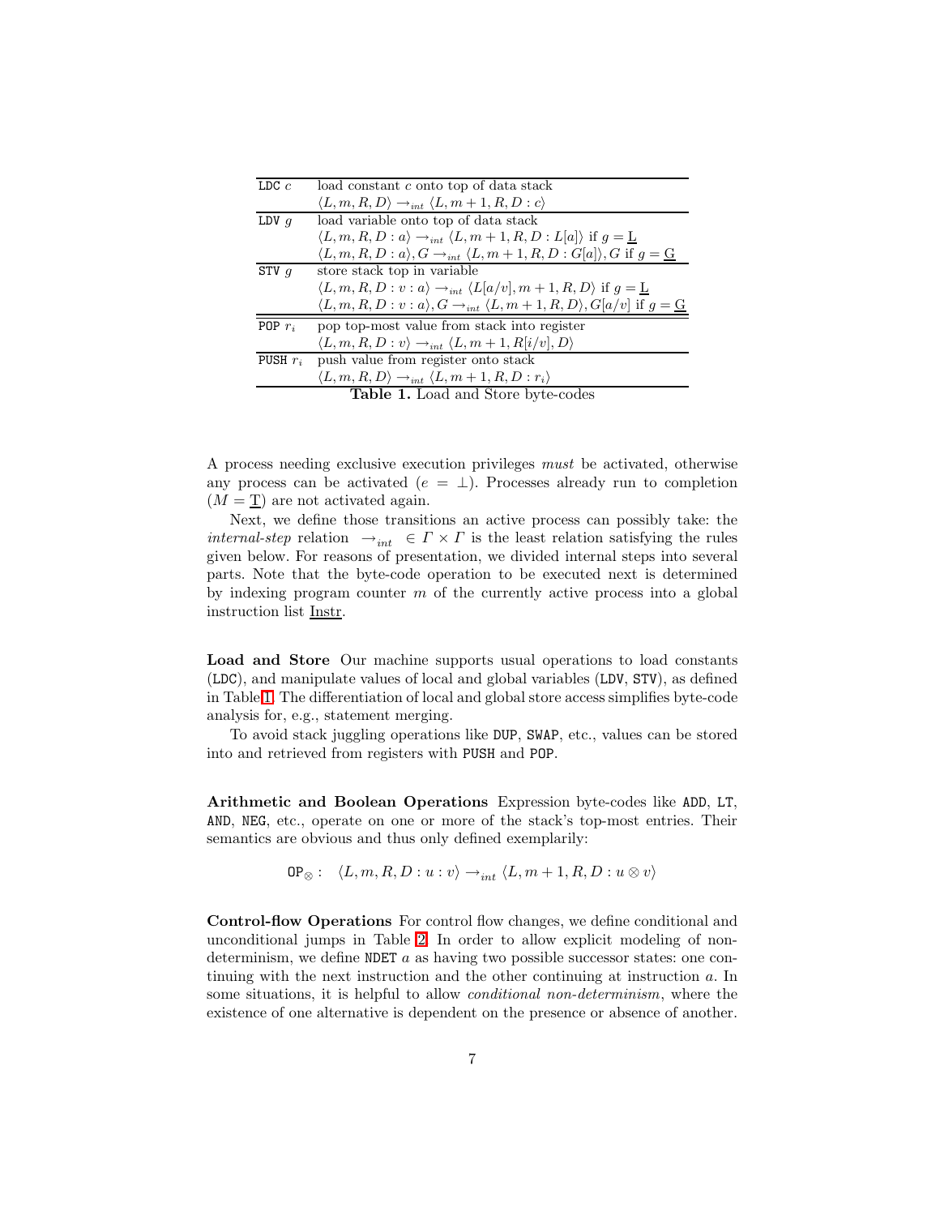| | |
|---|---|
| `LDC` $c$ | load constant $c$ onto top of data stack |
| | $\langle L, m, R, D \rangle \rightarrow_{int} \langle L, m+1, R, D : c \rangle$ |
| `LDV` $g$ | load variable onto top of data stack |
| | $\langle L, m, R, D : a \rangle \rightarrow_{int} \langle L, m+1, R, D : L[a] \rangle$ if $g = \underline{\mathrm{L}}$ |
| | $\langle L, m, R, D : a \rangle, G \rightarrow_{int} \langle L, m+1, R, D : G[a] \rangle, G$ if $g = \underline{\mathrm{G}}$ |
| `STV` $g$ | store stack top in variable |
| | $\langle L, m, R, D : v : a \rangle \rightarrow_{int} \langle L[a/v], m+1, R, D \rangle$ if $g = \underline{\mathrm{L}}$ |
| | $\langle L, m, R, D : v : a \rangle, G \rightarrow_{int} \langle L, m+1, R, D \rangle, G[a/v]$ if $g = \underline{\mathrm{G}}$ |
| `POP` $r_i$ | pop top-most value from stack into register |
| | $\langle L, m, R, D : v \rangle \rightarrow_{int} \langle L, m+1, R[i/v], D \rangle$ |
| `PUSH` $r_i$ | push value from register onto stack |
| | $\langle L, m, R, D \rangle \rightarrow_{int} \langle L, m+1, R, D : r_i \rangle$ |

**Table 1.** Load and Store byte-codes

A process needing exclusive execution privileges *must* be activated, otherwise any process can be activated ($e = \bot$). Processes already run to completion ($M = \underline{\mathrm{T}}$) are not activated again.

Next, we define those transitions an active process can possibly take: the *internal-step* relation $\rightarrow_{int} \in \Gamma \times \Gamma$ is the least relation satisfying the rules given below. For reasons of presentation, we divided internal steps into several parts. Note that the byte-code operation to be executed next is determined by indexing program counter $m$ of the currently active process into a global instruction list $\underline{\mathrm{Instr}}$.

**Load and Store** Our machine supports usual operations to load constants (`LDC`), and manipulate values of local and global variables (`LDV`, `STV`), as defined in Table 1. The differentiation of local and global store access simplifies byte-code analysis for, e.g., statement merging.

To avoid stack juggling operations like `DUP`, `SWAP`, etc., values can be stored into and retrieved from registers with `PUSH` and `POP`.

**Arithmetic and Boolean Operations** Expression byte-codes like `ADD`, `LT`, `AND`, `NEG`, etc., operate on one or more of the stack's top-most entries. Their semantics are obvious and thus only defined exemplarily:

$$\texttt{OP}_{\otimes}: \quad \langle L, m, R, D : u : v \rangle \rightarrow_{int} \langle L, m+1, R, D : u \otimes v \rangle$$

**Control-flow Operations** For control flow changes, we define conditional and unconditional jumps in Table 2. In order to allow explicit modeling of non-determinism, we define `NDET` $a$ as having two possible successor states: one continuing with the next instruction and the other continuing at instruction $a$. In some situations, it is helpful to allow *conditional non-determinism*, where the existence of one alternative is dependent on the presence or absence of another.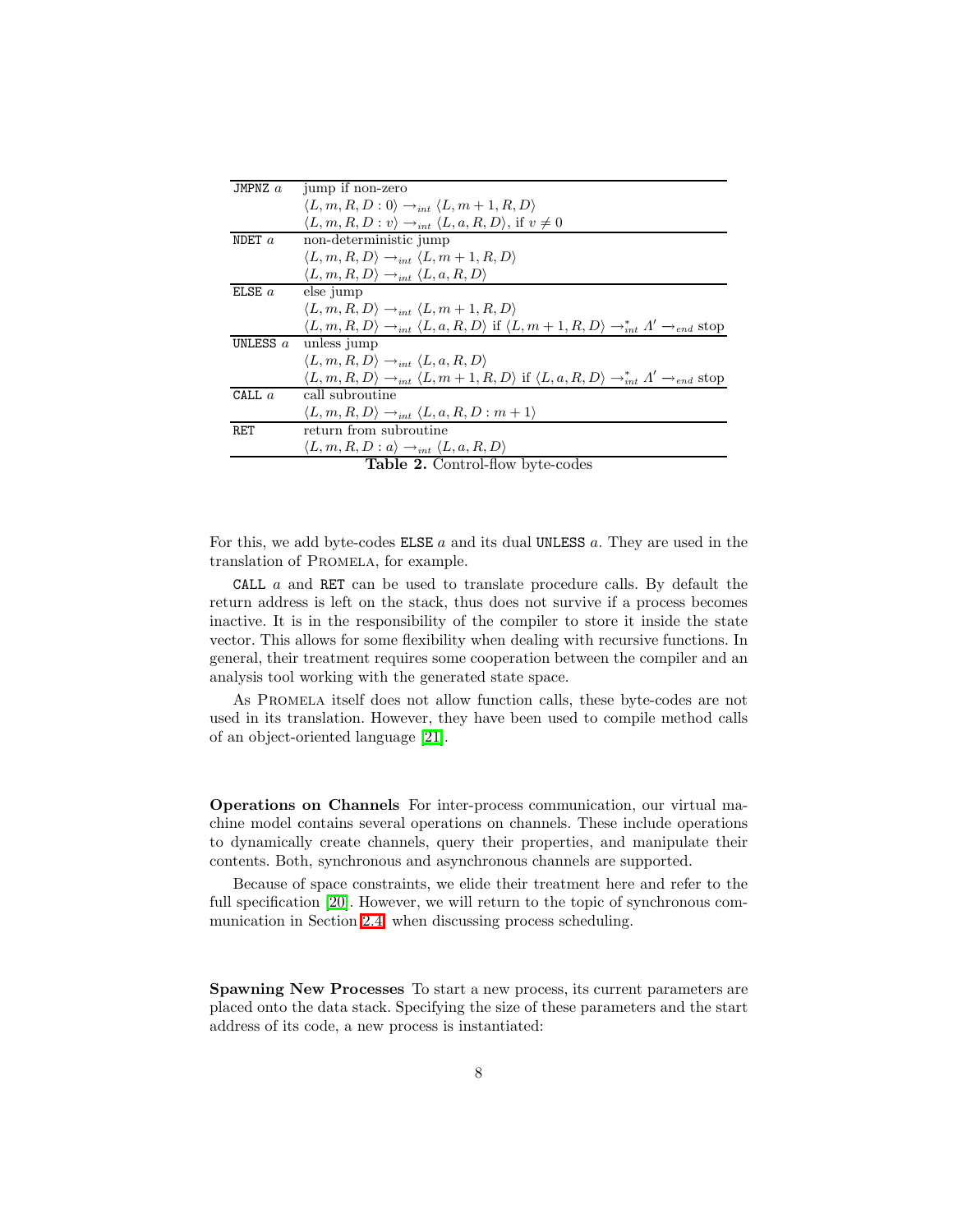| | |
|---|---|
| `JMPNZ` $a$ | jump if non-zero |
| | $\langle L, m, R, D : 0 \rangle \rightarrow_{int} \langle L, m+1, R, D \rangle$ |
| | $\langle L, m, R, D : v \rangle \rightarrow_{int} \langle L, a, R, D \rangle$, if $v \neq 0$ |
| `NDET` $a$ | non-deterministic jump |
| | $\langle L, m, R, D \rangle \rightarrow_{int} \langle L, m+1, R, D \rangle$ |
| | $\langle L, m, R, D \rangle \rightarrow_{int} \langle L, a, R, D \rangle$ |
| `ELSE` $a$ | else jump |
| | $\langle L, m, R, D \rangle \rightarrow_{int} \langle L, m+1, R, D \rangle$ |
| | $\langle L, m, R, D \rangle \rightarrow_{int} \langle L, a, R, D \rangle$ if $\langle L, m+1, R, D \rangle \rightarrow_{int}^{*} \Lambda' \rightarrow_{end}$ stop |
| `UNLESS` $a$ | unless jump |
| | $\langle L, m, R, D \rangle \rightarrow_{int} \langle L, a, R, D \rangle$ |
| | $\langle L, m, R, D \rangle \rightarrow_{int} \langle L, m+1, R, D \rangle$ if $\langle L, a, R, D \rangle \rightarrow_{int}^{*} \Lambda' \rightarrow_{end}$ stop |
| `CALL` $a$ | call subroutine |
| | $\langle L, m, R, D \rangle \rightarrow_{int} \langle L, a, R, D : m+1 \rangle$ |
| `RET` | return from subroutine |
| | $\langle L, m, R, D : a \rangle \rightarrow_{int} \langle L, a, R, D \rangle$ |

**Table 2.** Control-flow byte-codes

For this, we add byte-codes `ELSE` $a$ and its dual `UNLESS` $a$. They are used in the translation of Promela, for example.

`CALL` $a$ and `RET` can be used to translate procedure calls. By default the return address is left on the stack, thus does not survive if a process becomes inactive. It is in the responsibility of the compiler to store it inside the state vector. This allows for some flexibility when dealing with recursive functions. In general, their treatment requires some cooperation between the compiler and an analysis tool working with the generated state space.

As Promela itself does not allow function calls, these byte-codes are not used in its translation. However, they have been used to compile method calls of an object-oriented language [21].

**Operations on Channels** For inter-process communication, our virtual machine model contains several operations on channels. These include operations to dynamically create channels, query their properties, and manipulate their contents. Both, synchronous and asynchronous channels are supported.

Because of space constraints, we elide their treatment here and refer to the full specification [20]. However, we will return to the topic of synchronous communication in Section 2.4, when discussing process scheduling.

**Spawning New Processes** To start a new process, its current parameters are placed onto the data stack. Specifying the size of these parameters and the start address of its code, a new process is instantiated: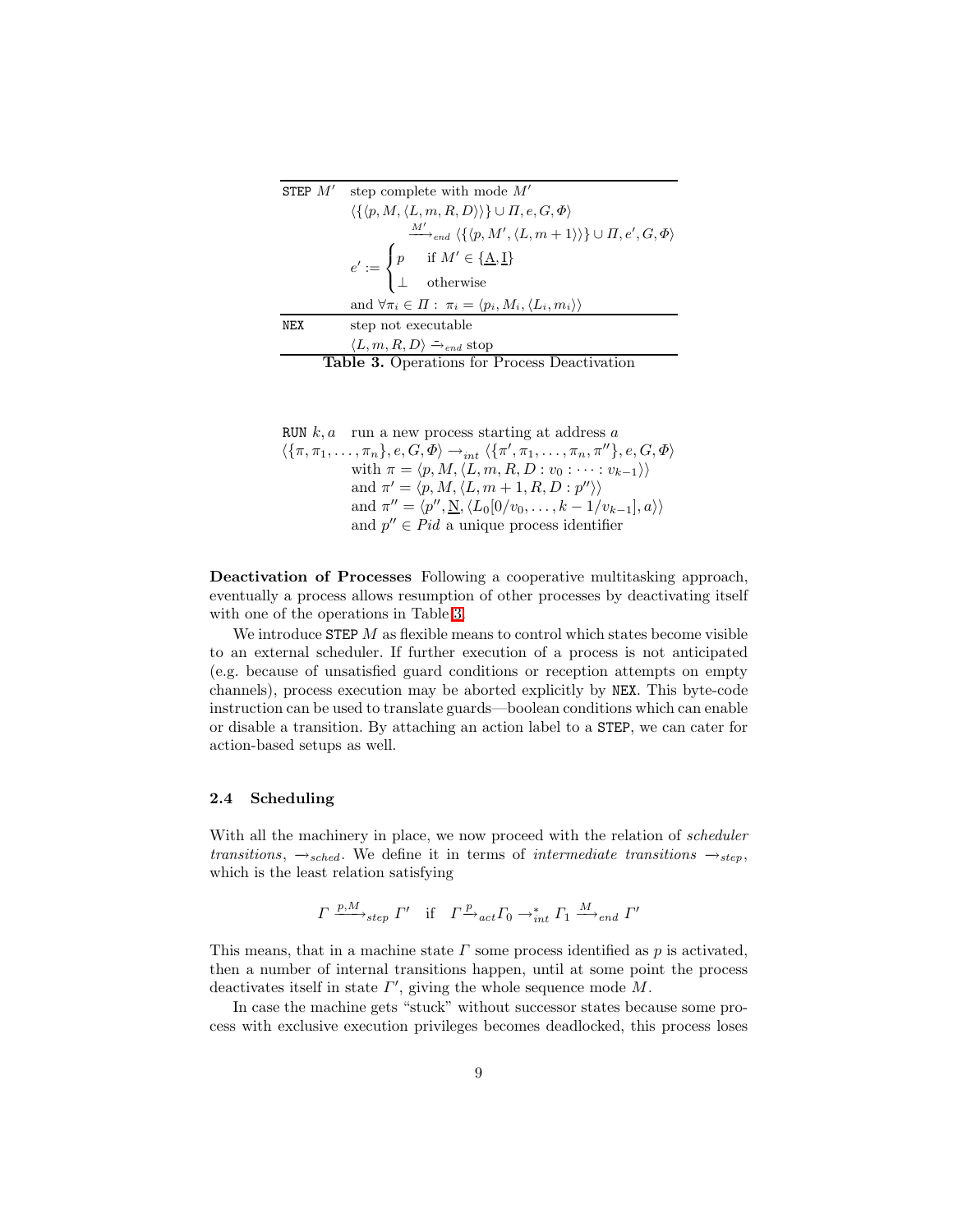| | |
|---|---|
| `STEP` $M'$ | step complete with mode $M'$ |
| | $\langle \{\langle p, M, \langle L, m, R, D\rangle\rangle\} \cup \Pi, e, G, \Phi\rangle$ |
| | $\xrightarrow{M'}_{end} \langle \{\langle p, M', \langle L, m+1\rangle\rangle\} \cup \Pi, e', G, \Phi\rangle$ |
| | $e' := \begin{cases} p & \text{if } M' \in \{\underline{\text{A}}, \underline{\text{I}}\} \\ \bot & \text{otherwise} \end{cases}$ |
| | and $\forall \pi_i \in \Pi : \ \pi_i = \langle p_i, M_i, \langle L_i, m_i\rangle\rangle$ |
| `NEX` | step not executable |
| | $\langle L, m, R, D\rangle \xrightarrow{-}_{end}$ stop |

**Table 3.** Operations for Process Deactivation

| | |
|---|---|
| `RUN` $k, a$ | run a new process starting at address $a$ |
| $\langle \{\pi, \pi_1, \ldots, \pi_n\}, e, G, \Phi\rangle \rightarrow_{int} \langle \{\pi', \pi_1, \ldots, \pi_n, \pi''\}, e, G, \Phi\rangle$ | |
| | with $\pi = \langle p, M, \langle L, m, R, D : v_0 : \cdots : v_{k-1}\rangle\rangle$ |
| | and $\pi' = \langle p, M, \langle L, m+1, R, D : p''\rangle\rangle$ |
| | and $\pi'' = \langle p'', \underline{\text{N}}, \langle L_0[0/v_0, \ldots, k-1/v_{k-1}], a\rangle\rangle$ |
| | and $p'' \in Pid$ a unique process identifier |

**Deactivation of Processes** Following a cooperative multitasking approach, eventually a process allows resumption of other processes by deactivating itself with one of the operations in Table 3.

We introduce `STEP` $M$ as flexible means to control which states become visible to an external scheduler. If further execution of a process is not anticipated (e.g. because of unsatisfied guard conditions or reception attempts on empty channels), process execution may be aborted explicitly by `NEX`. This byte-code instruction can be used to translate guards—boolean conditions which can enable or disable a transition. By attaching an action label to a `STEP`, we can cater for action-based setups as well.

### 2.4 Scheduling

With all the machinery in place, we now proceed with the relation of *scheduler transitions*, $\rightarrow_{sched}$. We define it in terms of *intermediate transitions* $\rightarrow_{step}$, which is the least relation satisfying

$$\Gamma \xrightarrow{p,M}_{step} \Gamma' \quad \text{if} \quad \Gamma \xrightarrow{p}_{act} \Gamma_0 \rightarrow^*_{int} \Gamma_1 \xrightarrow{M}_{end} \Gamma'$$

This means, that in a machine state $\Gamma$ some process identified as $p$ is activated, then a number of internal transitions happen, until at some point the process deactivates itself in state $\Gamma'$, giving the whole sequence mode $M$.

In case the machine gets "stuck" without successor states because some process with exclusive execution privileges becomes deadlocked, this process loses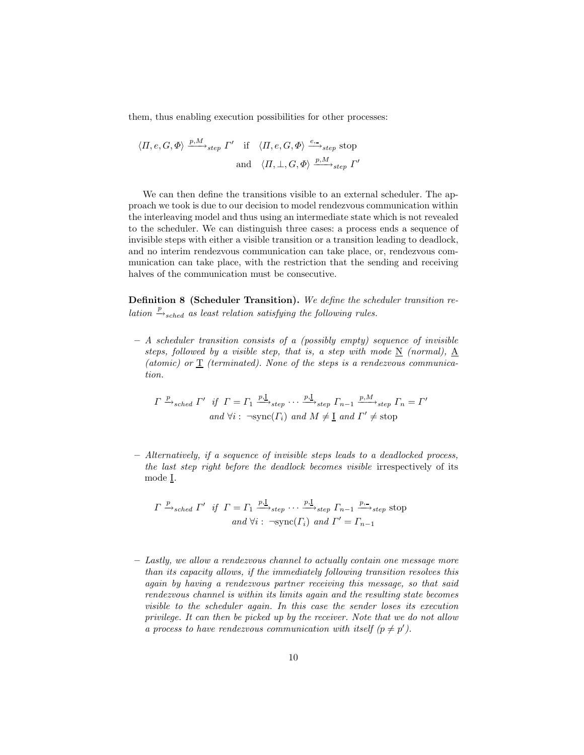them, thus enabling execution possibilities for other processes:

$$\langle \Pi, e, G, \Phi \rangle \xrightarrow{p,M}_{step} \Gamma' \quad \text{if} \quad \langle \Pi, e, G, \Phi \rangle \xrightarrow{e,\text{-}}_{step} \text{stop}$$
$$\text{and} \quad \langle \Pi, \bot, G, \Phi \rangle \xrightarrow{p,M}_{step} \Gamma'$$

We can then define the transitions visible to an external scheduler. The approach we took is due to our decision to model rendezvous communication within the interleaving model and thus using an intermediate state which is not revealed to the scheduler. We can distinguish three cases: a process ends a sequence of invisible steps with either a visible transition or a transition leading to deadlock, and no interim rendezvous communication can take place, or, rendezvous communication can take place, with the restriction that the sending and receiving halves of the communication must be consecutive.

**Definition 8 (Scheduler Transition).** *We define the scheduler transition relation $\xrightarrow{p}_{sched}$ as least relation satisfying the following rules.*

- *A scheduler transition consists of a (possibly empty) sequence of invisible steps, followed by a visible step, that is, a step with mode $\underline{\mathrm{N}}$ (normal), $\underline{\mathrm{A}}$ (atomic) or $\underline{\mathrm{T}}$ (terminated). None of the steps is a rendezvous communication.*

$$\Gamma \xrightarrow{p}_{sched} \Gamma' \;\; \text{if} \;\; \Gamma = \Gamma_1 \xrightarrow{p,\underline{\mathrm{I}}}_{step} \cdots \xrightarrow{p,\underline{\mathrm{I}}}_{step} \Gamma_{n-1} \xrightarrow{p,M}_{step} \Gamma_n = \Gamma'$$
$$\text{and } \forall i: \; \neg\mathrm{sync}(\Gamma_i) \text{ and } M \neq \underline{\mathrm{I}} \text{ and } \Gamma' \neq \mathrm{stop}$$

- *Alternatively, if a sequence of invisible steps leads to a deadlocked process, the last step right before the deadlock becomes visible* irrespectively of its mode $\underline{\mathrm{I}}$.

$$\Gamma \xrightarrow{p}_{sched} \Gamma' \;\; \text{if} \;\; \Gamma = \Gamma_1 \xrightarrow{p,\underline{\mathrm{I}}}_{step} \cdots \xrightarrow{p,\underline{\mathrm{I}}}_{step} \Gamma_{n-1} \xrightarrow{p,\text{-}}_{step} \mathrm{stop}$$
$$\text{and } \forall i: \; \neg\mathrm{sync}(\Gamma_i) \text{ and } \Gamma' = \Gamma_{n-1}$$

- *Lastly, we allow a rendezvous channel to actually contain one message more than its capacity allows, if the immediately following transition resolves this again by having a rendezvous partner receiving this message, so that said rendezvous channel is within its limits again and the resulting state becomes visible to the scheduler again. In this case the sender loses its execution privilege. It can then be picked up by the receiver. Note that we do not allow a process to have rendezvous communication with itself ($p \neq p'$).*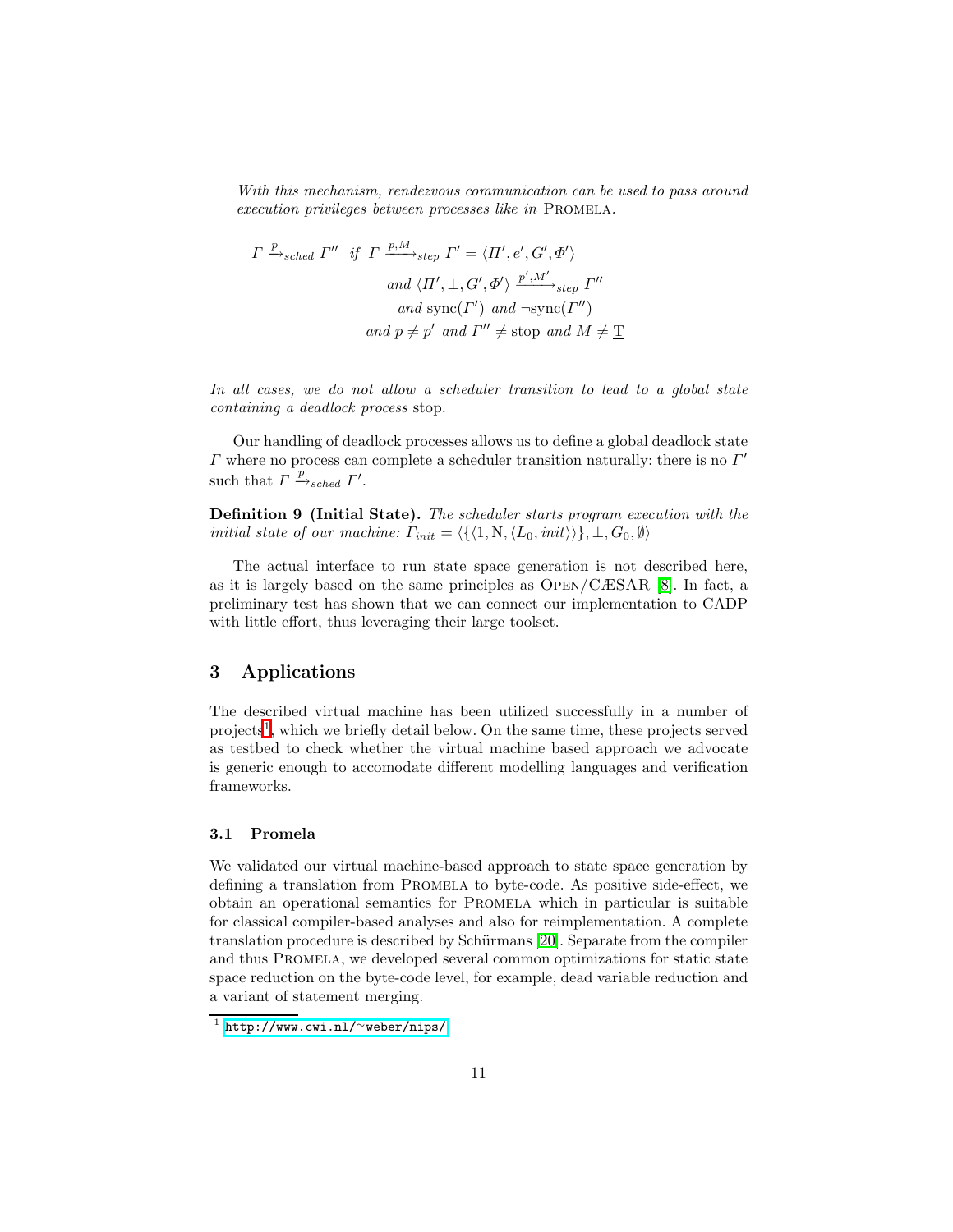*With this mechanism, rendezvous communication can be used to pass around execution privileges between processes like in* PROMELA*.*

$$
\begin{aligned}
\Gamma \xrightarrow{p}_{sched} \Gamma'' \;\; \textit{if} \;\; & \Gamma \xrightarrow{p,M}_{step} \Gamma' = \langle \Pi', e', G', \Phi' \rangle \\
& \textit{and } \langle \Pi', \bot, G', \Phi' \rangle \xrightarrow{p',M'}_{step} \Gamma'' \\
& \textit{and } \mathrm{sync}(\Gamma') \textit{ and } \neg\mathrm{sync}(\Gamma'') \\
& \textit{and } p \neq p' \textit{ and } \Gamma'' \neq \mathrm{stop} \textit{ and } M \neq \underline{\mathrm{T}}
\end{aligned}
$$

*In all cases, we do not allow a scheduler transition to lead to a global state containing a deadlock process* stop*.*

Our handling of deadlock processes allows us to define a global deadlock state $\Gamma$ where no process can complete a scheduler transition naturally: there is no $\Gamma'$ such that $\Gamma \xrightarrow{p}_{sched} \Gamma'$.

**Definition 9 (Initial State).** *The scheduler starts program execution with the initial state of our machine:* $\Gamma_{init} = \langle \{\langle 1, \underline{\mathrm{N}}, \langle L_0, init \rangle \rangle\}, \bot, G_0, \emptyset \rangle$

The actual interface to run state space generation is not described here, as it is largely based on the same principles as OPEN/CÆSAR [8]. In fact, a preliminary test has shown that we can connect our implementation to CADP with little effort, thus leveraging their large toolset.

## 3 Applications

The described virtual machine has been utilized successfully in a number of projects[1], which we briefly detail below. On the same time, these projects served as testbed to check whether the virtual machine based approach we advocate is generic enough to accomodate different modelling languages and verification frameworks.

### 3.1 Promela

We validated our virtual machine-based approach to state space generation by defining a translation from PROMELA to byte-code. As positive side-effect, we obtain an operational semantics for PROMELA which in particular is suitable for classical compiler-based analyses and also for reimplementation. A complete translation procedure is described by Schürmans [20]. Separate from the compiler and thus PROMELA, we developed several common optimizations for static state space reduction on the byte-code level, for example, dead variable reduction and a variant of statement merging.

[1] http://www.cwi.nl/~weber/nips/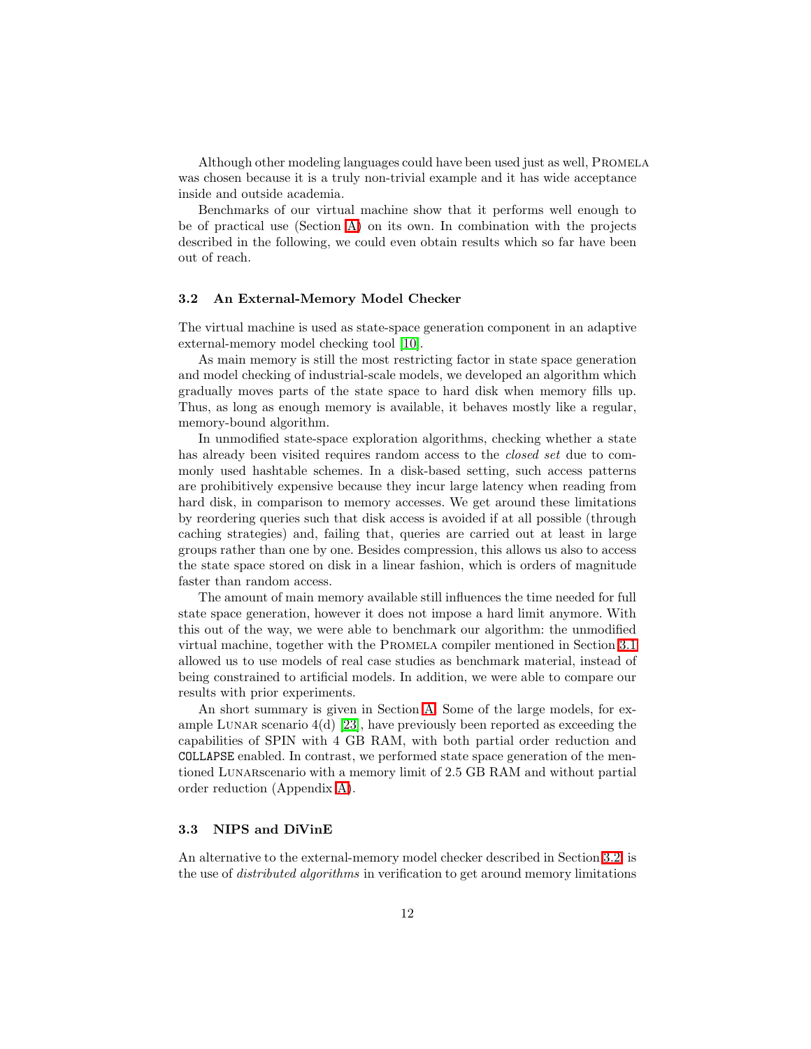Although other modeling languages could have been used just as well, Promela was chosen because it is a truly non-trivial example and it has wide acceptance inside and outside academia.

Benchmarks of our virtual machine show that it performs well enough to be of practical use (Section A) on its own. In combination with the projects described in the following, we could even obtain results which so far have been out of reach.

### 3.2 An External-Memory Model Checker

The virtual machine is used as state-space generation component in an adaptive external-memory model checking tool [10].

As main memory is still the most restricting factor in state space generation and model checking of industrial-scale models, we developed an algorithm which gradually moves parts of the state space to hard disk when memory fills up. Thus, as long as enough memory is available, it behaves mostly like a regular, memory-bound algorithm.

In unmodified state-space exploration algorithms, checking whether a state has already been visited requires random access to the *closed set* due to commonly used hashtable schemes. In a disk-based setting, such access patterns are prohibitively expensive because they incur large latency when reading from hard disk, in comparison to memory accesses. We get around these limitations by reordering queries such that disk access is avoided if at all possible (through caching strategies) and, failing that, queries are carried out at least in large groups rather than one by one. Besides compression, this allows us also to access the state space stored on disk in a linear fashion, which is orders of magnitude faster than random access.

The amount of main memory available still influences the time needed for full state space generation, however it does not impose a hard limit anymore. With this out of the way, we were able to benchmark our algorithm: the unmodified virtual machine, together with the Promela compiler mentioned in Section 3.1 allowed us to use models of real case studies as benchmark material, instead of being constrained to artificial models. In addition, we were able to compare our results with prior experiments.

An short summary is given in Section A. Some of the large models, for example Lunar scenario 4(d) [23], have previously been reported as exceeding the capabilities of SPIN with 4 GB RAM, with both partial order reduction and `COLLAPSE` enabled. In contrast, we performed state space generation of the mentioned Lunarscenario with a memory limit of 2.5 GB RAM and without partial order reduction (Appendix A).

### 3.3 NIPS and DiVinE

An alternative to the external-memory model checker described in Section 3.2 is the use of *distributed algorithms* in verification to get around memory limitations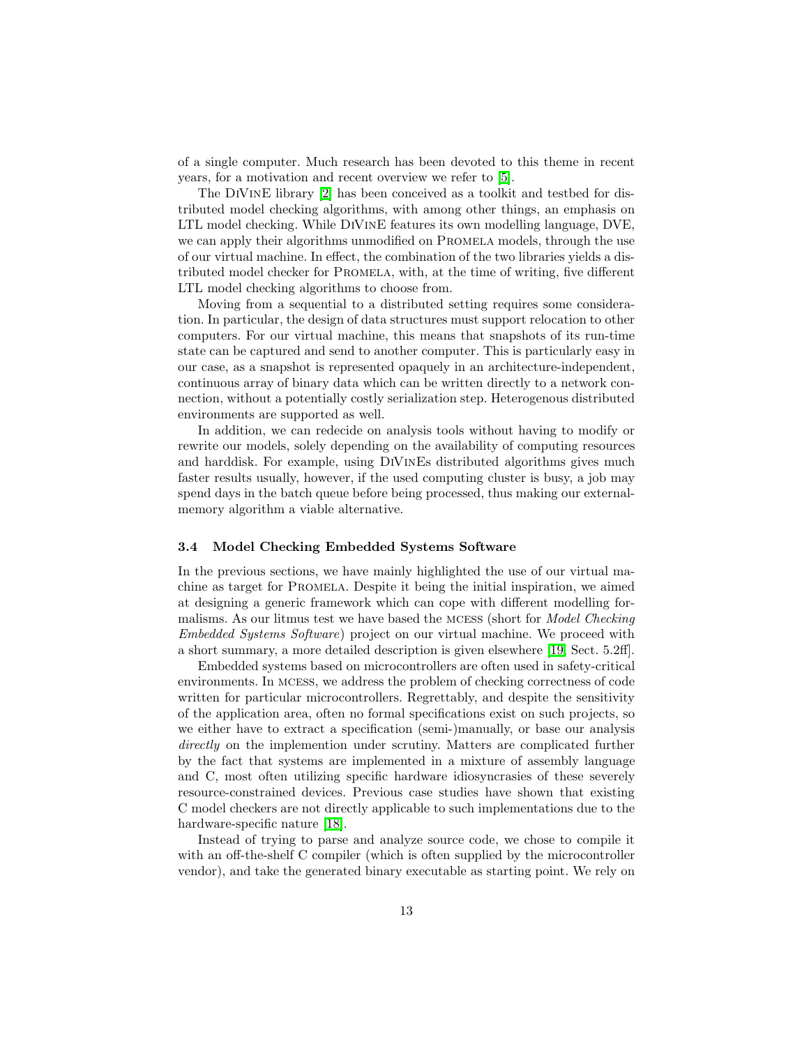of a single computer. Much research has been devoted to this theme in recent years, for a motivation and recent overview we refer to [5].

The DiVinE library [2] has been conceived as a toolkit and testbed for distributed model checking algorithms, with among other things, an emphasis on LTL model checking. While DiVinE features its own modelling language, DVE, we can apply their algorithms unmodified on Promela models, through the use of our virtual machine. In effect, the combination of the two libraries yields a distributed model checker for Promela, with, at the time of writing, five different LTL model checking algorithms to choose from.

Moving from a sequential to a distributed setting requires some consideration. In particular, the design of data structures must support relocation to other computers. For our virtual machine, this means that snapshots of its run-time state can be captured and send to another computer. This is particularly easy in our case, as a snapshot is represented opaquely in an architecture-independent, continuous array of binary data which can be written directly to a network connection, without a potentially costly serialization step. Heterogenous distributed environments are supported as well.

In addition, we can redecide on analysis tools without having to modify or rewrite our models, solely depending on the availability of computing resources and harddisk. For example, using DiVinEs distributed algorithms gives much faster results usually, however, if the used computing cluster is busy, a job may spend days in the batch queue before being processed, thus making our external-memory algorithm a viable alternative.

### 3.4 Model Checking Embedded Systems Software

In the previous sections, we have mainly highlighted the use of our virtual machine as target for Promela. Despite it being the initial inspiration, we aimed at designing a generic framework which can cope with different modelling formalisms. As our litmus test we have based the mcess (short for *Model Checking Embedded Systems Software*) project on our virtual machine. We proceed with a short summary, a more detailed description is given elsewhere [19, Sect. 5.2ff].

Embedded systems based on microcontrollers are often used in safety-critical environments. In mcess, we address the problem of checking correctness of code written for particular microcontrollers. Regrettably, and despite the sensitivity of the application area, often no formal specifications exist on such projects, so we either have to extract a specification (semi-)manually, or base our analysis *directly* on the implemention under scrutiny. Matters are complicated further by the fact that systems are implemented in a mixture of assembly language and C, most often utilizing specific hardware idiosyncrasies of these severely resource-constrained devices. Previous case studies have shown that existing C model checkers are not directly applicable to such implementations due to the hardware-specific nature [18].

Instead of trying to parse and analyze source code, we chose to compile it with an off-the-shelf C compiler (which is often supplied by the microcontroller vendor), and take the generated binary executable as starting point. We rely on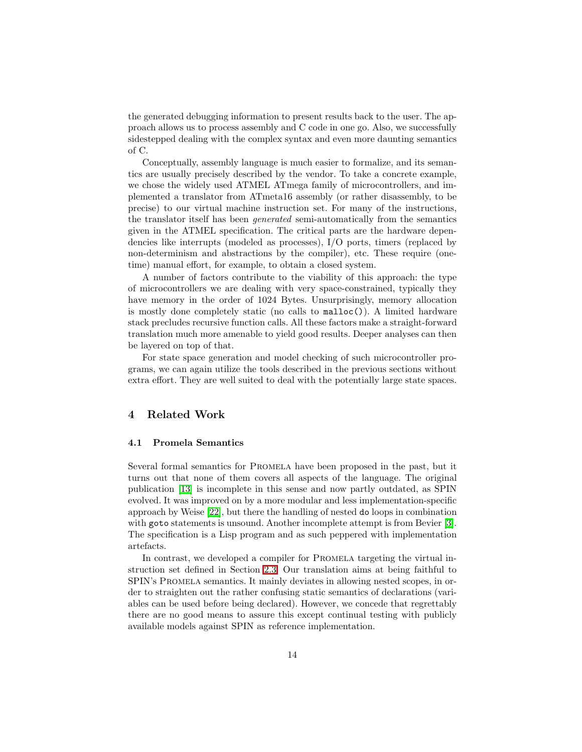the generated debugging information to present results back to the user. The approach allows us to process assembly and C code in one go. Also, we successfully sidestepped dealing with the complex syntax and even more daunting semantics of C.

Conceptually, assembly language is much easier to formalize, and its semantics are usually precisely described by the vendor. To take a concrete example, we chose the widely used ATMEL ATmega family of microcontrollers, and implemented a translator from ATmeta16 assembly (or rather disassembly, to be precise) to our virtual machine instruction set. For many of the instructions, the translator itself has been *generated* semi-automatically from the semantics given in the ATMEL specification. The critical parts are the hardware dependencies like interrupts (modeled as processes), I/O ports, timers (replaced by non-determinism and abstractions by the compiler), etc. These require (one-time) manual effort, for example, to obtain a closed system.

A number of factors contribute to the viability of this approach: the type of microcontrollers we are dealing with very space-constrained, typically they have memory in the order of 1024 Bytes. Unsurprisingly, memory allocation is mostly done completely static (no calls to `malloc()`). A limited hardware stack precludes recursive function calls. All these factors make a straight-forward translation much more amenable to yield good results. Deeper analyses can then be layered on top of that.

For state space generation and model checking of such microcontroller programs, we can again utilize the tools described in the previous sections without extra effort. They are well suited to deal with the potentially large state spaces.

## 4 Related Work

### 4.1 Promela Semantics

Several formal semantics for Promela have been proposed in the past, but it turns out that none of them covers all aspects of the language. The original publication [13] is incomplete in this sense and now partly outdated, as SPIN evolved. It was improved on by a more modular and less implementation-specific approach by Weise [22], but there the handling of nested `do` loops in combination with `goto` statements is unsound. Another incomplete attempt is from Bevier [3]. The specification is a Lisp program and as such peppered with implementation artefacts.

In contrast, we developed a compiler for Promela targeting the virtual instruction set defined in Section 2.3. Our translation aims at being faithful to SPIN's Promela semantics. It mainly deviates in allowing nested scopes, in order to straighten out the rather confusing static semantics of declarations (variables can be used before being declared). However, we concede that regrettably there are no good means to assure this except continual testing with publicly available models against SPIN as reference implementation.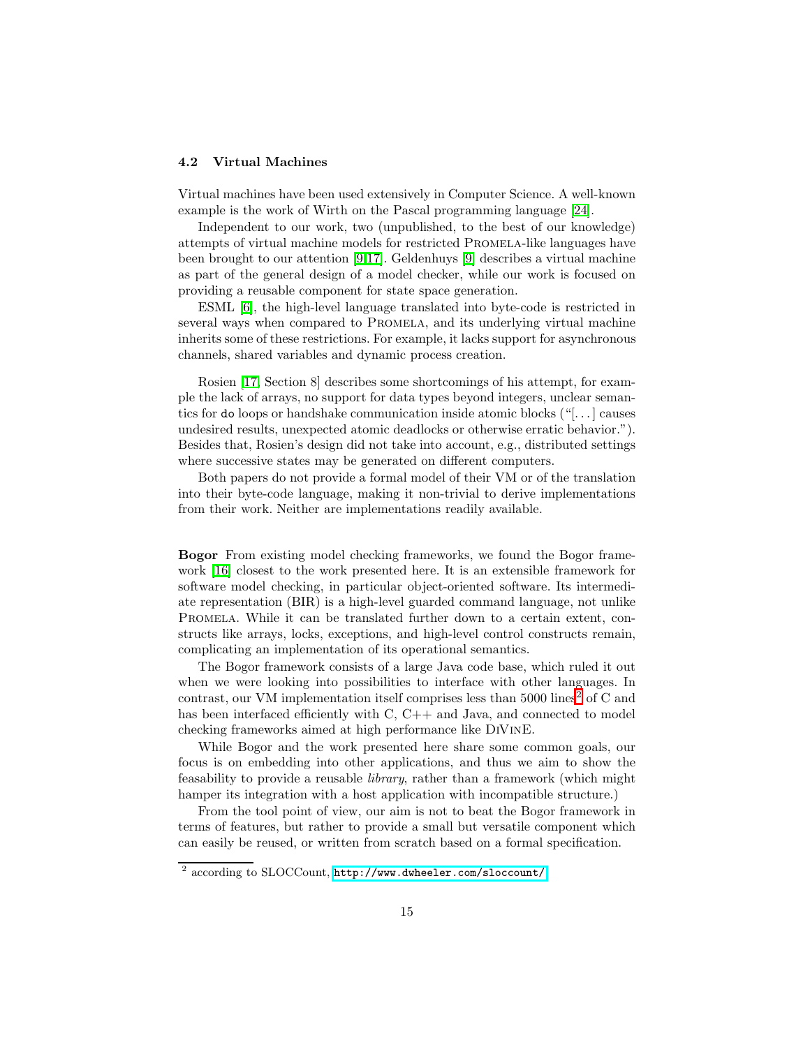### 4.2 Virtual Machines

Virtual machines have been used extensively in Computer Science. A well-known example is the work of Wirth on the Pascal programming language [24].

Independent to our work, two (unpublished, to the best of our knowledge) attempts of virtual machine models for restricted PROMELA-like languages have been brought to our attention [9,17]. Geldenhuys [9] describes a virtual machine as part of the general design of a model checker, while our work is focused on providing a reusable component for state space generation.

ESML [6], the high-level language translated into byte-code is restricted in several ways when compared to PROMELA, and its underlying virtual machine inherits some of these restrictions. For example, it lacks support for asynchronous channels, shared variables and dynamic process creation.

Rosien [17, Section 8] describes some shortcomings of his attempt, for example the lack of arrays, no support for data types beyond integers, unclear semantics for `do` loops or handshake communication inside atomic blocks ("[...] causes undesired results, unexpected atomic deadlocks or otherwise erratic behavior."). Besides that, Rosien's design did not take into account, e.g., distributed settings where successive states may be generated on different computers.

Both papers do not provide a formal model of their VM or of the translation into their byte-code language, making it non-trivial to derive implementations from their work. Neither are implementations readily available.

**Bogor** From existing model checking frameworks, we found the Bogor framework [16] closest to the work presented here. It is an extensible framework for software model checking, in particular object-oriented software. Its intermediate representation (BIR) is a high-level guarded command language, not unlike PROMELA. While it can be translated further down to a certain extent, constructs like arrays, locks, exceptions, and high-level control constructs remain, complicating an implementation of its operational semantics.

The Bogor framework consists of a large Java code base, which ruled it out when we were looking into possibilities to interface with other languages. In contrast, our VM implementation itself comprises less than 5000 lines[2] of C and has been interfaced efficiently with C, C++ and Java, and connected to model checking frameworks aimed at high performance like DiVinE.

While Bogor and the work presented here share some common goals, our focus is on embedding into other applications, and thus we aim to show the feasability to provide a reusable *library*, rather than a framework (which might hamper its integration with a host application with incompatible structure.)

From the tool point of view, our aim is not to beat the Bogor framework in terms of features, but rather to provide a small but versatile component which can easily be reused, or written from scratch based on a formal specification.

[2] according to SLOCCount, http://www.dwheeler.com/sloccount/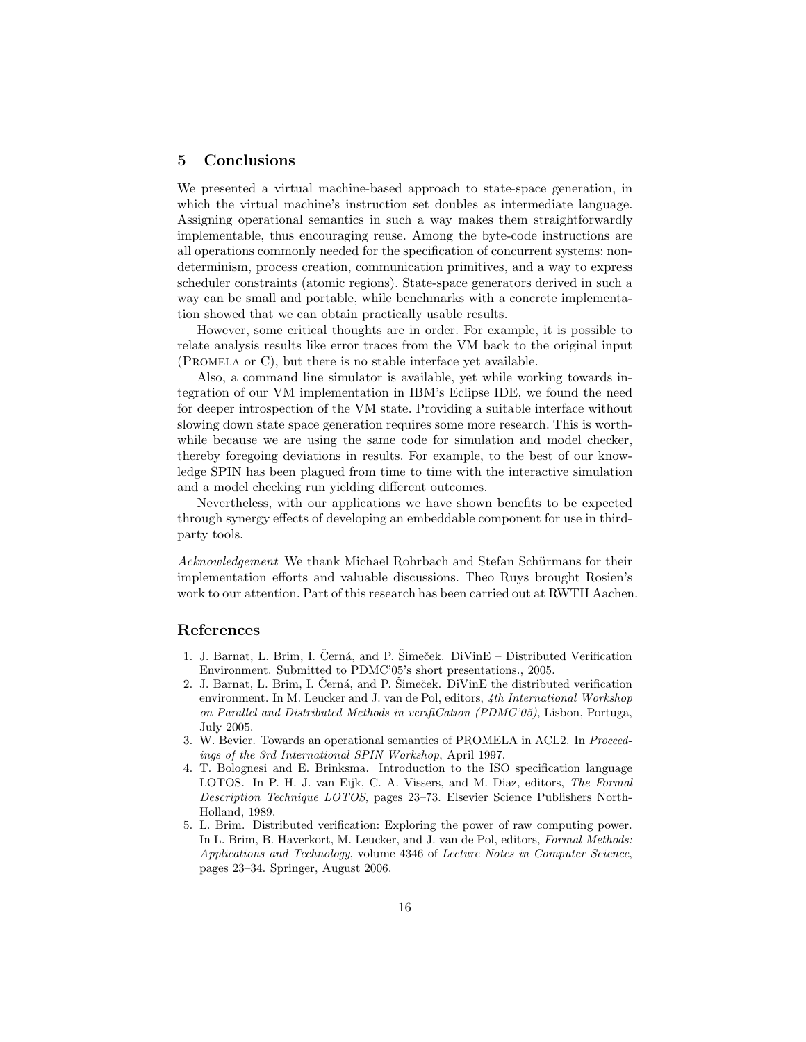## 5 Conclusions

We presented a virtual machine-based approach to state-space generation, in which the virtual machine's instruction set doubles as intermediate language. Assigning operational semantics in such a way makes them straightforwardly implementable, thus encouraging reuse. Among the byte-code instructions are all operations commonly needed for the specification of concurrent systems: nondeterminism, process creation, communication primitives, and a way to express scheduler constraints (atomic regions). State-space generators derived in such a way can be small and portable, while benchmarks with a concrete implementation showed that we can obtain practically usable results.

However, some critical thoughts are in order. For example, it is possible to relate analysis results like error traces from the VM back to the original input (Promela or C), but there is no stable interface yet available.

Also, a command line simulator is available, yet while working towards integration of our VM implementation in IBM's Eclipse IDE, we found the need for deeper introspection of the VM state. Providing a suitable interface without slowing down state space generation requires some more research. This is worthwhile because we are using the same code for simulation and model checker, thereby foregoing deviations in results. For example, to the best of our knowledge SPIN has been plagued from time to time with the interactive simulation and a model checking run yielding different outcomes.

Nevertheless, with our applications we have shown benefits to be expected through synergy effects of developing an embeddable component for use in thirdparty tools.

*Acknowledgement* We thank Michael Rohrbach and Stefan Schürmans for their implementation efforts and valuable discussions. Theo Ruys brought Rosien's work to our attention. Part of this research has been carried out at RWTH Aachen.

## References

1. J. Barnat, L. Brim, I. Černá, and P. Šimeček. DiVinE – Distributed Verification Environment. Submitted to PDMC'05's short presentations., 2005.
2. J. Barnat, L. Brim, I. Černá, and P. Šimeček. DiVinE the distributed verification environment. In M. Leucker and J. van de Pol, editors, *4th International Workshop on Parallel and Distributed Methods in verifiCation (PDMC'05)*, Lisbon, Portuga, July 2005.
3. W. Bevier. Towards an operational semantics of PROMELA in ACL2. In *Proceedings of the 3rd International SPIN Workshop*, April 1997.
4. T. Bolognesi and E. Brinksma. Introduction to the ISO specification language LOTOS. In P. H. J. van Eijk, C. A. Vissers, and M. Diaz, editors, *The Formal Description Technique LOTOS*, pages 23–73. Elsevier Science Publishers North-Holland, 1989.
5. L. Brim. Distributed verification: Exploring the power of raw computing power. In L. Brim, B. Haverkort, M. Leucker, and J. van de Pol, editors, *Formal Methods: Applications and Technology*, volume 4346 of *Lecture Notes in Computer Science*, pages 23–34. Springer, August 2006.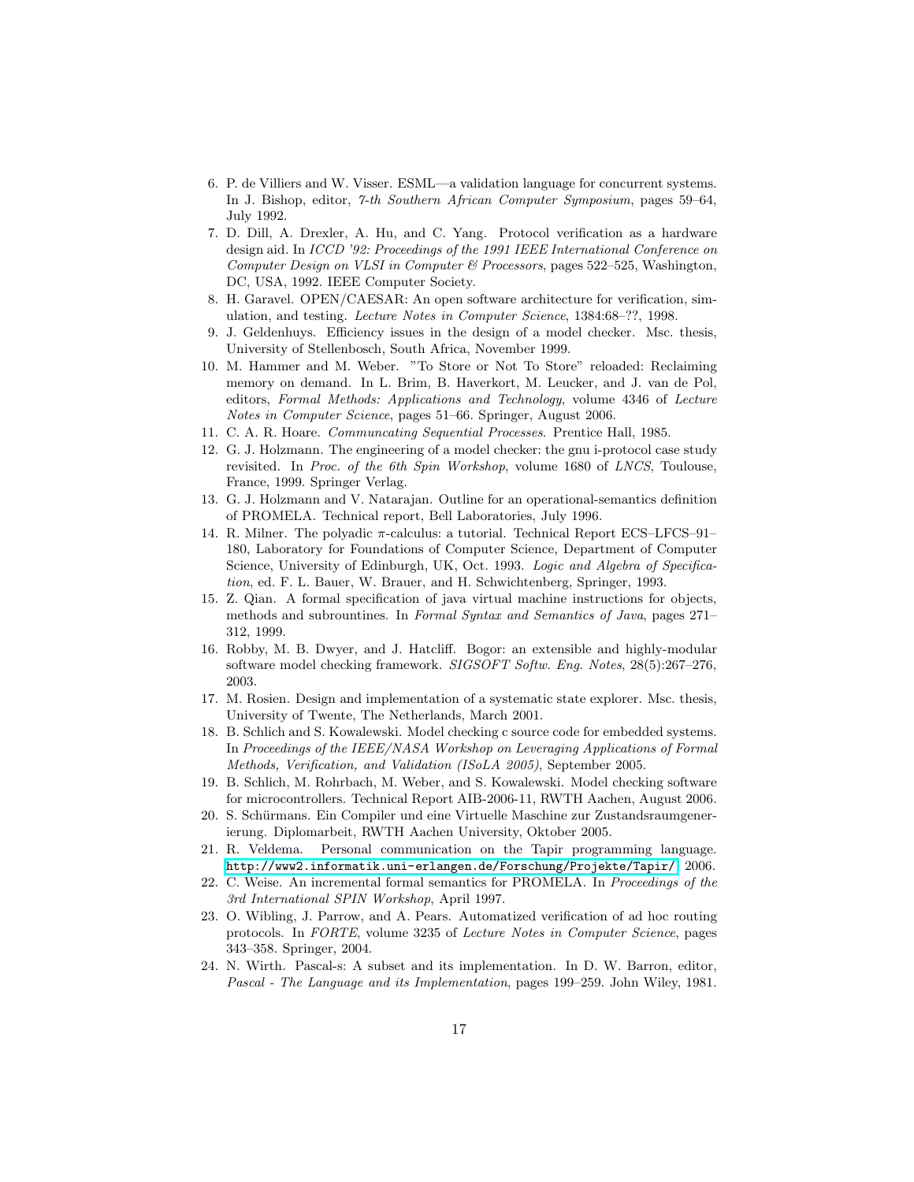6. P. de Villiers and W. Visser. ESML—a validation language for concurrent systems. In J. Bishop, editor, *7-th Southern African Computer Symposium*, pages 59–64, July 1992.
7. D. Dill, A. Drexler, A. Hu, and C. Yang. Protocol verification as a hardware design aid. In *ICCD '92: Proceedings of the 1991 IEEE International Conference on Computer Design on VLSI in Computer & Processors*, pages 522–525, Washington, DC, USA, 1992. IEEE Computer Society.
8. H. Garavel. OPEN/CAESAR: An open software architecture for verification, simulation, and testing. *Lecture Notes in Computer Science*, 1384:68–??, 1998.
9. J. Geldenhuys. Efficiency issues in the design of a model checker. Msc. thesis, University of Stellenbosch, South Africa, November 1999.
10. M. Hammer and M. Weber. "To Store or Not To Store" reloaded: Reclaiming memory on demand. In L. Brim, B. Haverkort, M. Leucker, and J. van de Pol, editors, *Formal Methods: Applications and Technology*, volume 4346 of *Lecture Notes in Computer Science*, pages 51–66. Springer, August 2006.
11. C. A. R. Hoare. *Communcating Sequential Processes*. Prentice Hall, 1985.
12. G. J. Holzmann. The engineering of a model checker: the gnu i-protocol case study revisited. In *Proc. of the 6th Spin Workshop*, volume 1680 of *LNCS*, Toulouse, France, 1999. Springer Verlag.
13. G. J. Holzmann and V. Natarajan. Outline for an operational-semantics definition of PROMELA. Technical report, Bell Laboratories, July 1996.
14. R. Milner. The polyadic $\pi$-calculus: a tutorial. Technical Report ECS–LFCS–91–180, Laboratory for Foundations of Computer Science, Department of Computer Science, University of Edinburgh, UK, Oct. 1993. *Logic and Algebra of Specification*, ed. F. L. Bauer, W. Brauer, and H. Schwichtenberg, Springer, 1993.
15. Z. Qian. A formal specification of java virtual machine instructions for objects, methods and subrountines. In *Formal Syntax and Semantics of Java*, pages 271–312, 1999.
16. Robby, M. B. Dwyer, and J. Hatcliff. Bogor: an extensible and highly-modular software model checking framework. *SIGSOFT Softw. Eng. Notes*, 28(5):267–276, 2003.
17. M. Rosien. Design and implementation of a systematic state explorer. Msc. thesis, University of Twente, The Netherlands, March 2001.
18. B. Schlich and S. Kowalewski. Model checking c source code for embedded systems. In *Proceedings of the IEEE/NASA Workshop on Leveraging Applications of Formal Methods, Verification, and Validation (ISoLA 2005)*, September 2005.
19. B. Schlich, M. Rohrbach, M. Weber, and S. Kowalewski. Model checking software for microcontrollers. Technical Report AIB-2006-11, RWTH Aachen, August 2006.
20. S. Schürmans. Ein Compiler und eine Virtuelle Maschine zur Zustandsraumgenerierung. Diplomarbeit, RWTH Aachen University, Oktober 2005.
21. R. Veldema. Personal communication on the Tapir programming language. http://www2.informatik.uni-erlangen.de/Forschung/Projekte/Tapir/, 2006.
22. C. Weise. An incremental formal semantics for PROMELA. In *Proceedings of the 3rd International SPIN Workshop*, April 1997.
23. O. Wibling, J. Parrow, and A. Pears. Automatized verification of ad hoc routing protocols. In *FORTE*, volume 3235 of *Lecture Notes in Computer Science*, pages 343–358. Springer, 2004.
24. N. Wirth. Pascal-s: A subset and its implementation. In D. W. Barron, editor, *Pascal - The Language and its Implementation*, pages 199–259. John Wiley, 1981.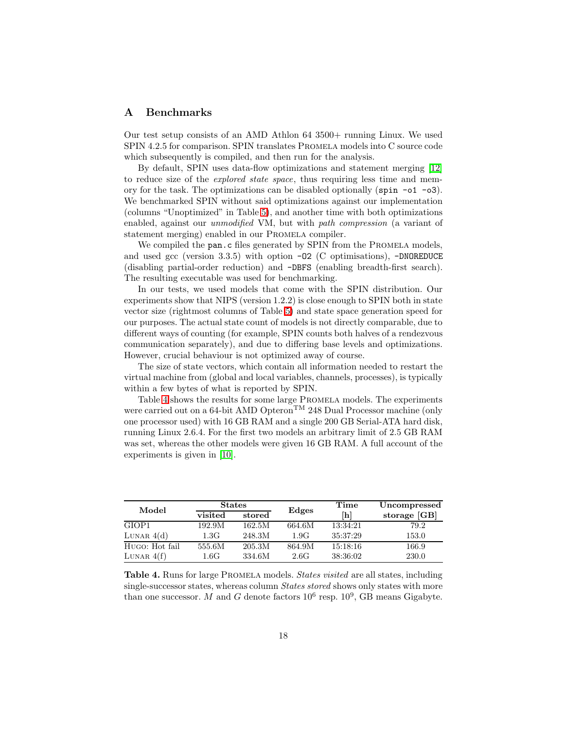# A Benchmarks

Our test setup consists of an AMD Athlon 64 3500+ running Linux. We used SPIN 4.2.5 for comparison. SPIN translates PROMELA models into C source code which subsequently is compiled, and then run for the analysis.

By default, SPIN uses data-flow optimizations and statement merging [12] to reduce size of the *explored state space*, thus requiring less time and memory for the task. The optimizations can be disabled optionally (`spin -o1 -o3`). We benchmarked SPIN without said optimizations against our implementation (columns "Unoptimized" in Table 5), and another time with both optimizations enabled, against our *unmodified* VM, but with *path compression* (a variant of statement merging) enabled in our PROMELA compiler.

We compiled the `pan.c` files generated by SPIN from the PROMELA models, and used gcc (version 3.3.5) with option `-O2` (C optimisations), `-DNOREDUCE` (disabling partial-order reduction) and `-DBFS` (enabling breadth-first search). The resulting executable was used for benchmarking.

In our tests, we used models that come with the SPIN distribution. Our experiments show that NIPS (version 1.2.2) is close enough to SPIN both in state vector size (rightmost columns of Table 5) and state space generation speed for our purposes. The actual state count of models is not directly comparable, due to different ways of counting (for example, SPIN counts both halves of a rendezvous communication separately), and due to differing base levels and optimizations. However, crucial behaviour is not optimized away of course.

The size of state vectors, which contain all information needed to restart the virtual machine from (global and local variables, channels, processes), is typically within a few bytes of what is reported by SPIN.

Table 4 shows the results for some large PROMELA models. The experiments were carried out on a 64-bit AMD Opteron$^{TM}$ 248 Dual Processor machine (only one processor used) with 16 GB RAM and a single 200 GB Serial-ATA hard disk, running Linux 2.6.4. For the first two models an arbitrary limit of 2.5 GB RAM was set, whereas the other models were given 16 GB RAM. A full account of the experiments is given in [10].

| **Model** | **States** | | **Edges** | **Time** | **Uncompressed** |
|---|---|---|---|---|---|
| | **visited** | **stored** | | **[h]** | **storage [GB]** |
| GIOP1 | 192.9M | 162.5M | 664.6M | 13:34:21 | 79.2 |
| LUNAR 4(d) | 1.3G | 248.3M | 1.9G | 35:37:29 | 153.0 |
| HUGO: Hot fail | 555.6M | 205.3M | 864.9M | 15:18:16 | 166.9 |
| LUNAR 4(f) | 1.6G | 334.6M | 2.6G | 38:36:02 | 230.0 |

**Table 4.** Runs for large PROMELA models. *States visited* are all states, including single-successor states, whereas column *States stored* shows only states with more than one successor. $M$ and $G$ denote factors $10^6$ resp. $10^9$, GB means Gigabyte.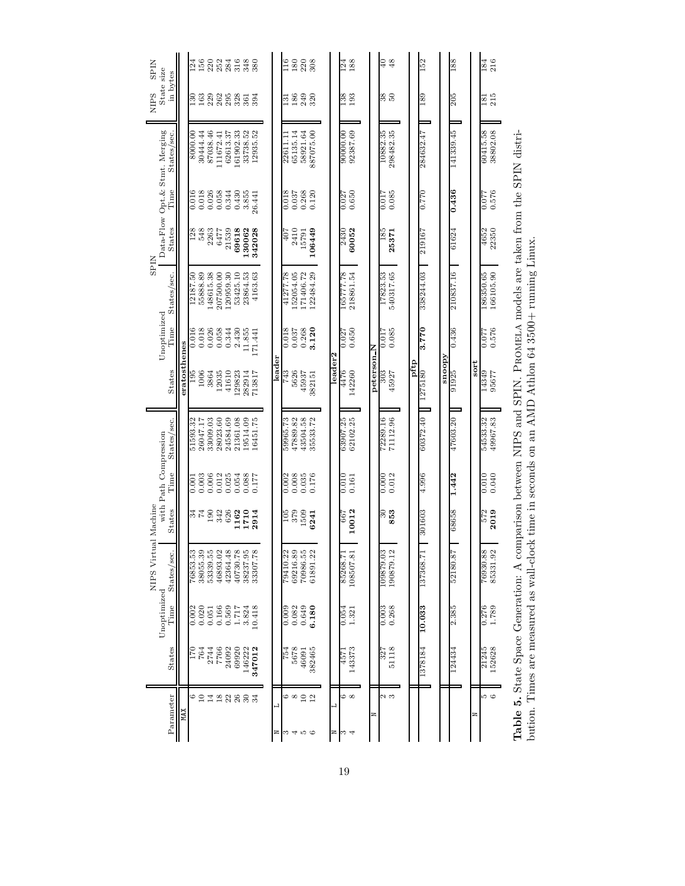| Parameter | NIPS Virtual Machine Unoptimized States | Time | States/sec. | with Path Compression States | Time | States/sec. | SPIN Unoptimized States | Time | States/sec. | Data-Flow Opt.& Stmt. Merging States | Time | States/sec. | NIPS State size in bytes | SPIN State size in bytes |
|---|---|---|---|---|---|---|---|---|---|---|---|---|---|---|
| **eratosthenes** | | | | | | | | | | | | | | |
| MAX 6 | 170 | 0.002 | 76853.53 | 34 | 0.001 | 51593.32 | 195 | 0.016 | 12187.50 | 128 | 0.016 | 8000.00 | 130 | 124 |
| 10 | 764 | 0.020 | 38055.39 | 74 | 0.003 | 26047.17 | 1006 | 0.018 | 55888.89 | 548 | 0.018 | 30444.44 | 163 | 156 |
| 14 | 2744 | 0.051 | 53339.55 | 190 | 0.006 | 33009.03 | 3864 | 0.026 | 148615.38 | 2263 | 0.026 | 87038.46 | 229 | 220 |
| 18 | 7766 | 0.166 | 46893.02 | 342 | 0.012 | 28023.60 | 12035 | 0.058 | 207500.00 | 6477 | 0.058 | 111672.41 | 262 | 252 |
| 22 | 24092 | 0.569 | 42364.48 | 626 | 0.025 | 24584.69 | 41610 | 0.344 | 120959.30 | 21539 | 0.344 | 62613.37 | 295 | 284 |
| 26 | 69920 | 1.717 | 40730.78 | **1162** | 0.054 | 21361.08 | 129823 | 2.430 | 53425.10 | **69618** | 0.430 | 161902.33 | 328 | 316 |
| 30 | 146222 | 3.824 | 38237.95 | **1710** | 0.088 | 19514.09 | 282914 | 11.855 | 23864.53 | **130062** | 3.855 | 33738.52 | 361 | 348 |
| 34 | **347012** | 10.418 | 33307.78 | **2914** | 0.177 | 16451.75 | 713817 | 171.441 | 4163.63 | **342028** | 26.441 | 12935.52 | 394 | 380 |
| **leader** | | | | | | | | | | | | | | |
| N 3, L 6 | 754 | 0.009 | 79410.22 | 105 | 0.002 | 59965.73 | 743 | 0.018 | 41277.78 | 407 | 0.018 | 22611.11 | 131 | 116 |
| 4, 8 | 5678 | 0.082 | 69216.89 | 379 | 0.008 | 47889.82 | 5626 | 0.037 | 152054.05 | 2410 | 0.037 | 65135.14 | 186 | 180 |
| 5, 10 | 46091 | 0.649 | 70986.55 | 1509 | 0.035 | 43504.58 | 45937 | 0.268 | 171406.72 | 15791 | 0.268 | 58921.64 | 249 | 220 |
| 6, 12 | 382465 | **6.180** | 61891.22 | **6241** | 0.176 | 35533.72 | 382151 | **3.120** | 122484.29 | **106449** | 0.120 | 887075.00 | 320 | 308 |
| **leader2** | | | | | | | | | | | | | | |
| N 3, L 6 | 4571 | 0.054 | 85268.71 | 667 | 0.010 | 63907.25 | 4476 | 0.027 | 165777.78 | 2430 | 0.027 | 90000.00 | 138 | 124 |
| 4, 8 | 143373 | 1.321 | 108507.81 | **10012** | 0.161 | 62102.25 | 142260 | 0.650 | 218861.54 | **60052** | 0.650 | 92387.69 | 193 | 188 |
| **peterson_N** | | | | | | | | | | | | | | |
| N 2 | 327 | 0.003 | 109879.03 | 30 | 0.000 | 72289.16 | 303 | 0.017 | 17823.53 | 185 | 0.017 | 10882.35 | 38 | 40 |
| 3 | 51118 | 0.268 | 190879.12 | **853** | 0.012 | 71112.96 | 45927 | 0.085 | 540317.65 | **25371** | 0.085 | 298482.35 | 50 | 48 |
| **pftp** | | | | | | | | | | | | | | |
| | 1378184 | **10.033** | 137368.71 | 301603 | 4.996 | 60372.40 | 1275180 | **3.770** | 338244.03 | 219167 | 0.770 | 284632.47 | 189 | 152 |
| **snoopy** | | | | | | | | | | | | | | |
| | 124434 | 2.385 | 52180.87 | 68658 | **1.442** | 47603.20 | 91925 | 0.436 | 210837.16 | 61624 | **0.436** | 141339.45 | 205 | 188 |
| **sort** | | | | | | | | | | | | | | |
| N 5 | 21245 | 0.276 | 76930.88 | 572 | 0.010 | 54533.32 | 14349 | 0.077 | 186350.65 | 4652 | 0.077 | 60415.58 | 181 | 184 |
| 6 | 152628 | 1.789 | 85331.92 | **2019** | 0.040 | 49967.83 | 95677 | 0.576 | 166105.90 | 22350 | 0.576 | 38802.08 | 215 | 216 |

**Table 5.** State Space Generation: A comparison between NIPS and SPIN. PROMELA models are taken from the SPIN distribution. Times are measured as wall-clock time in seconds on an AMD Athlon 64 3500+ running Linux.